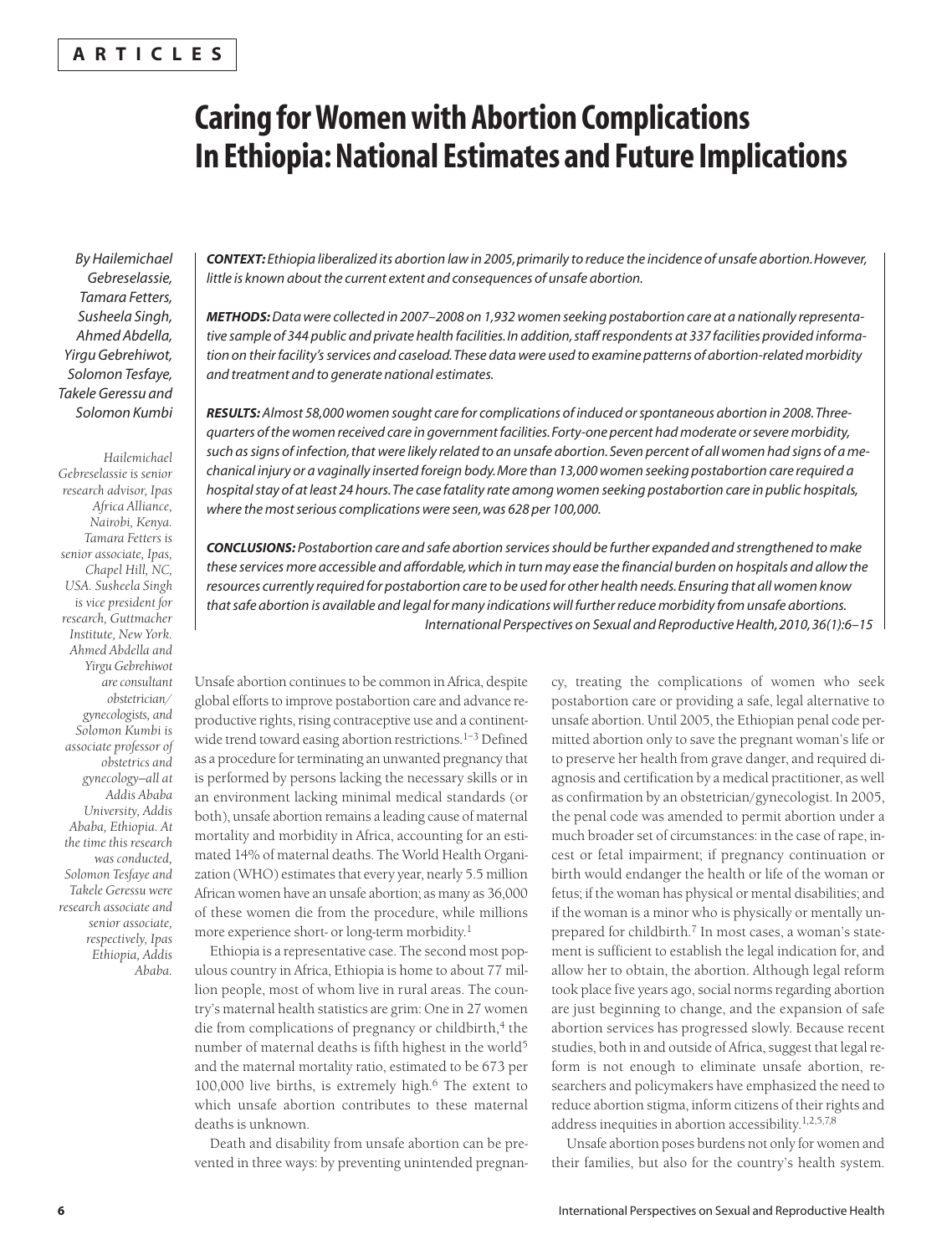**ARTICLES**

# Caring for Women with Abortion Complications In Ethiopia: National Estimates and Future Implications

*By Hailemichael Gebreselassie, Tamara Fetters, Susheela Singh, Ahmed Abdella, Yirgu Gebrehiwot, Solomon Tesfaye, Takele Geressu and Solomon Kumbi*

*Hailemichael Gebreselassie is senior research advisor, Ipas Africa Alliance, Nairobi, Kenya. Tamara Fetters is senior associate, Ipas, Chapel Hill, NC, USA. Susheela Singh is vice president for research, Guttmacher Institute, New York. Ahmed Abdella and Yirgu Gebrehiwot are consultant obstetrician/gynecologists, and Solomon Kumbi is associate professor of obstetrics and gynecology—all at Addis Ababa University, Addis Ababa, Ethiopia. At the time this research was conducted, Solomon Tesfaye and Takele Geressu were research associate and senior associate, respectively, Ipas Ethiopia, Addis Ababa.*

***CONTEXT:** Ethiopia liberalized its abortion law in 2005, primarily to reduce the incidence of unsafe abortion. However, little is known about the current extent and consequences of unsafe abortion.*

***METHODS:** Data were collected in 2007–2008 on 1,932 women seeking postabortion care at a nationally representative sample of 344 public and private health facilities. In addition, staff respondents at 337 facilities provided information on their facility's services and caseload. These data were used to examine patterns of abortion-related morbidity and treatment and to generate national estimates.*

***RESULTS:** Almost 58,000 women sought care for complications of induced or spontaneous abortion in 2008. Three-quarters of the women received care in government facilities. Forty-one percent had moderate or severe morbidity, such as signs of infection, that were likely related to an unsafe abortion. Seven percent of all women had signs of a mechanical injury or a vaginally inserted foreign body. More than 13,000 women seeking postabortion care required a hospital stay of at least 24 hours. The case fatality rate among women seeking postabortion care in public hospitals, where the most serious complications were seen, was 628 per 100,000.*

***CONCLUSIONS:** Postabortion care and safe abortion services should be further expanded and strengthened to make these services more accessible and affordable, which in turn may ease the financial burden on hospitals and allow the resources currently required for postabortion care to be used for other health needs. Ensuring that all women know that safe abortion is available and legal for many indications will further reduce morbidity from unsafe abortions.*

*International Perspectives on Sexual and Reproductive Health, 2010, 36(1):6–15*

Unsafe abortion continues to be common in Africa, despite global efforts to improve postabortion care and advance reproductive rights, rising contraceptive use and a continent-wide trend toward easing abortion restrictions.[1–3] Defined as a procedure for terminating an unwanted pregnancy that is performed by persons lacking the necessary skills or in an environment lacking minimal medical standards (or both), unsafe abortion remains a leading cause of maternal mortality and morbidity in Africa, accounting for an estimated 14% of maternal deaths. The World Health Organization (WHO) estimates that every year, nearly 5.5 million African women have an unsafe abortion; as many as 36,000 of these women die from the procedure, while millions more experience short- or long-term morbidity.[1]

Ethiopia is a representative case. The second most populous country in Africa, Ethiopia is home to about 77 million people, most of whom live in rural areas. The country's maternal health statistics are grim: One in 27 women die from complications of pregnancy or childbirth,[4] the number of maternal deaths is fifth highest in the world[5] and the maternal mortality ratio, estimated to be 673 per 100,000 live births, is extremely high.[6] The extent to which unsafe abortion contributes to these maternal deaths is unknown.

Death and disability from unsafe abortion can be prevented in three ways: by preventing unintended pregnancy, treating the complications of women who seek postabortion care or providing a safe, legal alternative to unsafe abortion. Until 2005, the Ethiopian penal code permitted abortion only to save the pregnant woman's life or to preserve her health from grave danger, and required diagnosis and certification by a medical practitioner, as well as confirmation by an obstetrician/gynecologist. In 2005, the penal code was amended to permit abortion under a much broader set of circumstances: in the case of rape, incest or fetal impairment; if pregnancy continuation or birth would endanger the health or life of the woman or fetus; if the woman has physical or mental disabilities; and if the woman is a minor who is physically or mentally unprepared for childbirth.[7] In most cases, a woman's statement is sufficient to establish the legal indication for, and allow her to obtain, the abortion. Although legal reform took place five years ago, social norms regarding abortion are just beginning to change, and the expansion of safe abortion services has progressed slowly. Because recent studies, both in and outside of Africa, suggest that legal reform is not enough to eliminate unsafe abortion, researchers and policymakers have emphasized the need to reduce abortion stigma, inform citizens of their rights and address inequities in abortion accessibility.[1,2,5,7,8]

Unsafe abortion poses burdens not only for women and their families, but also for the country's health system.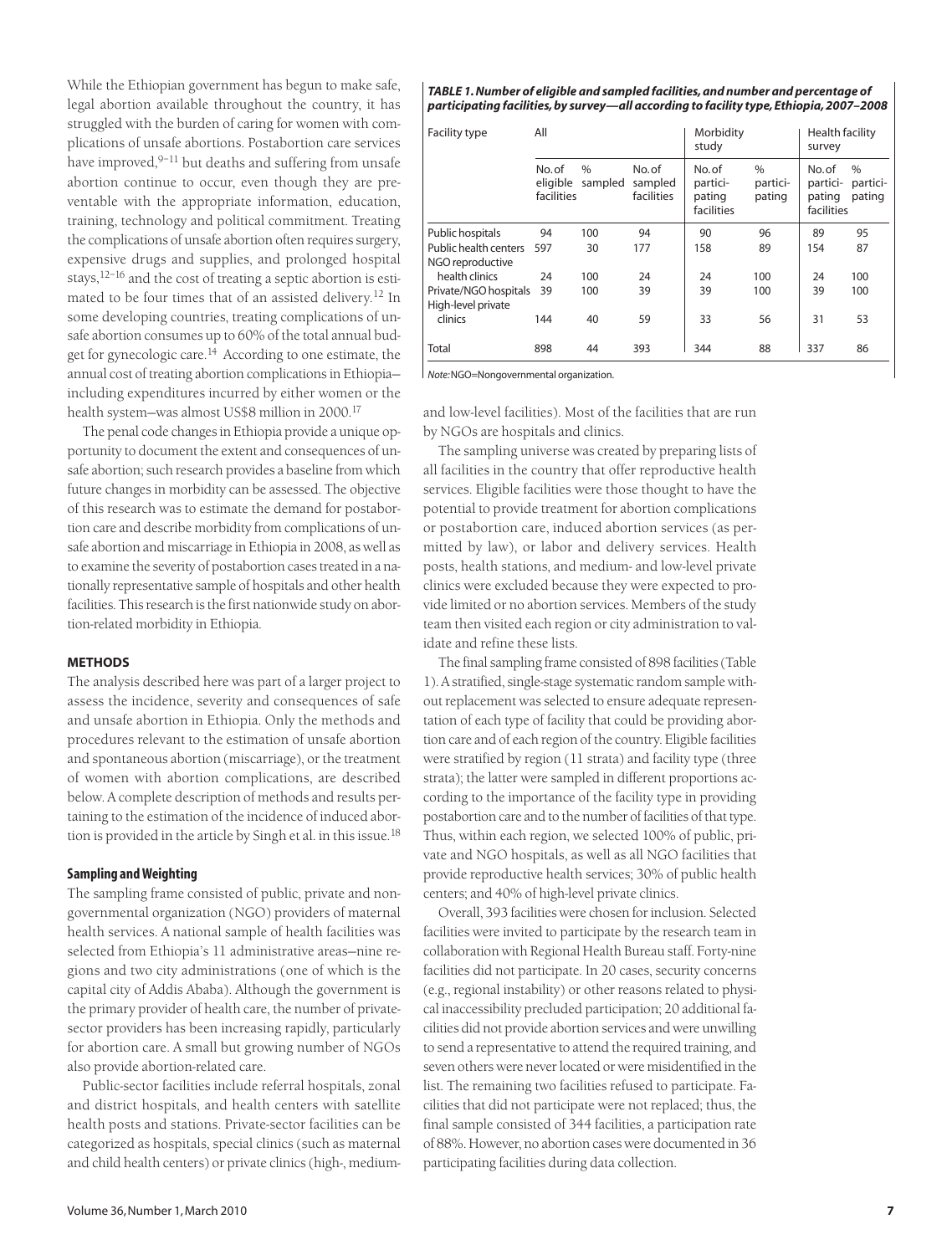While the Ethiopian government has begun to make safe, legal abortion available throughout the country, it has struggled with the burden of caring for women with complications of unsafe abortions. Postabortion care services have improved,[9–11] but deaths and suffering from unsafe abortion continue to occur, even though they are preventable with the appropriate information, education, training, technology and political commitment. Treating the complications of unsafe abortion often requires surgery, expensive drugs and supplies, and prolonged hospital stays,[12–16] and the cost of treating a septic abortion is estimated to be four times that of an assisted delivery.[12] In some developing countries, treating complications of unsafe abortion consumes up to 60% of the total annual budget for gynecologic care.[14] According to one estimate, the annual cost of treating abortion complications in Ethiopia—including expenditures incurred by either women or the health system—was almost US$8 million in 2000.[17]

The penal code changes in Ethiopia provide a unique opportunity to document the extent and consequences of unsafe abortion; such research provides a baseline from which future changes in morbidity can be assessed. The objective of this research was to estimate the demand for postabortion care and describe morbidity from complications of unsafe abortion and miscarriage in Ethiopia in 2008, as well as to examine the severity of postabortion cases treated in a nationally representative sample of hospitals and other health facilities. This research is the first nationwide study on abortion-related morbidity in Ethiopia.

## METHODS

The analysis described here was part of a larger project to assess the incidence, severity and consequences of safe and unsafe abortion in Ethiopia. Only the methods and procedures relevant to the estimation of unsafe abortion and spontaneous abortion (miscarriage), or the treatment of women with abortion complications, are described below. A complete description of methods and results pertaining to the estimation of the incidence of induced abortion is provided in the article by Singh et al. in this issue.[18]

### Sampling and Weighting

The sampling frame consisted of public, private and nongovernmental organization (NGO) providers of maternal health services. A national sample of health facilities was selected from Ethiopia's 11 administrative areas—nine regions and two city administrations (one of which is the capital city of Addis Ababa). Although the government is the primary provider of health care, the number of private-sector providers has been increasing rapidly, particularly for abortion care. A small but growing number of NGOs also provide abortion-related care.

Public-sector facilities include referral hospitals, zonal and district hospitals, and health centers with satellite health posts and stations. Private-sector facilities can be categorized as hospitals, special clinics (such as maternal and child health centers) or private clinics (high-, medium- and low-level facilities). Most of the facilities that are run by NGOs are hospitals and clinics.

***TABLE 1. Number of eligible and sampled facilities, and number and percentage of participating facilities, by survey—all according to facility type, Ethiopia, 2007–2008***

| Facility type | All | | | Morbidity study | | Health facility survey | |
|---|---|---|---|---|---|---|---|
| | No. of eligible facilities | % sampled | No. of sampled facilities | No. of participating facilities | % participating | No. of participating facilities | % participating |
| Public hospitals | 94 | 100 | 94 | 90 | 96 | 89 | 95 |
| Public health centers | 597 | 30 | 177 | 158 | 89 | 154 | 87 |
| NGO reproductive health clinics | 24 | 100 | 24 | 24 | 100 | 24 | 100 |
| Private/NGO hospitals | 39 | 100 | 39 | 39 | 100 | 39 | 100 |
| High-level private clinics | 144 | 40 | 59 | 33 | 56 | 31 | 53 |
| Total | 898 | 44 | 393 | 344 | 88 | 337 | 86 |

*Note:* NGO=Nongovernmental organization.

The sampling universe was created by preparing lists of all facilities in the country that offer reproductive health services. Eligible facilities were those thought to have the potential to provide treatment for abortion complications or postabortion care, induced abortion services (as permitted by law), or labor and delivery services. Health posts, health stations, and medium- and low-level private clinics were excluded because they were expected to provide limited or no abortion services. Members of the study team then visited each region or city administration to validate and refine these lists.

The final sampling frame consisted of 898 facilities (Table 1). A stratified, single-stage systematic random sample without replacement was selected to ensure adequate representation of each type of facility that could be providing abortion care and of each region of the country. Eligible facilities were stratified by region (11 strata) and facility type (three strata); the latter were sampled in different proportions according to the importance of the facility type in providing postabortion care and to the number of facilities of that type. Thus, within each region, we selected 100% of public, private and NGO hospitals, as well as all NGO facilities that provide reproductive health services; 30% of public health centers; and 40% of high-level private clinics.

Overall, 393 facilities were chosen for inclusion. Selected facilities were invited to participate by the research team in collaboration with Regional Health Bureau staff. Forty-nine facilities did not participate. In 20 cases, security concerns (e.g., regional instability) or other reasons related to physical inaccessibility precluded participation; 20 additional facilities did not provide abortion services and were unwilling to send a representative to attend the required training, and seven others were never located or were misidentified in the list. The remaining two facilities refused to participate. Facilities that did not participate were not replaced; thus, the final sample consisted of 344 facilities, a participation rate of 88%. However, no abortion cases were documented in 36 participating facilities during data collection.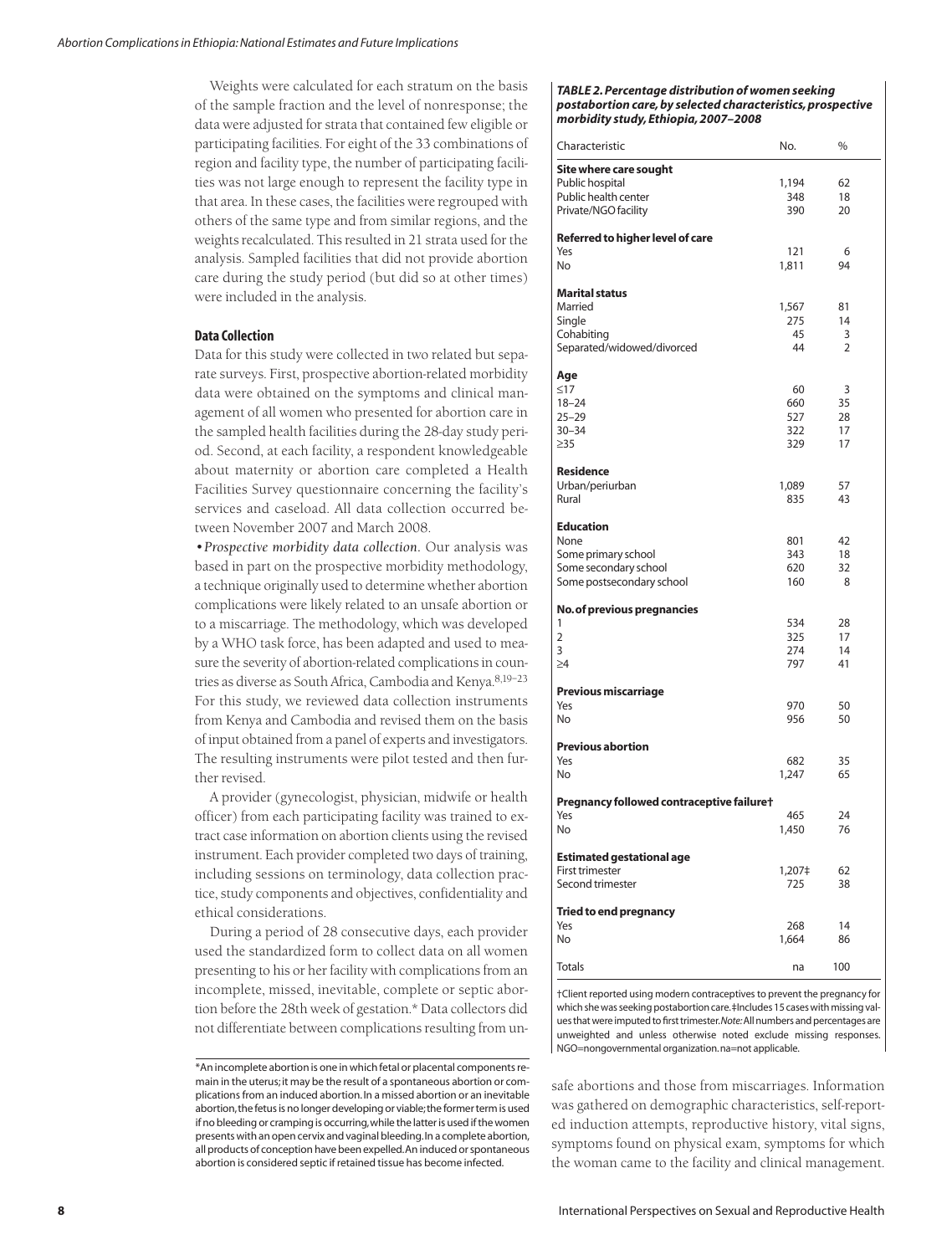Weights were calculated for each stratum on the basis of the sample fraction and the level of nonresponse; the data were adjusted for strata that contained few eligible or participating facilities. For eight of the 33 combinations of region and facility type, the number of participating facilities was not large enough to represent the facility type in that area. In these cases, the facilities were regrouped with others of the same type and from similar regions, and the weights recalculated. This resulted in 21 strata used for the analysis. Sampled facilities that did not provide abortion care during the study period (but did so at other times) were included in the analysis.

### Data Collection

Data for this study were collected in two related but separate surveys. First, prospective abortion-related morbidity data were obtained on the symptoms and clinical management of all women who presented for abortion care in the sampled health facilities during the 28-day study period. Second, at each facility, a respondent knowledgeable about maternity or abortion care completed a Health Facilities Survey questionnaire concerning the facility's services and caseload. All data collection occurred between November 2007 and March 2008.

• *Prospective morbidity data collection.* Our analysis was based in part on the prospective morbidity methodology, a technique originally used to determine whether abortion complications were likely related to an unsafe abortion or to a miscarriage. The methodology, which was developed by a WHO task force, has been adapted and used to measure the severity of abortion-related complications in countries as diverse as South Africa, Cambodia and Kenya.[8,19–23] For this study, we reviewed data collection instruments from Kenya and Cambodia and revised them on the basis of input obtained from a panel of experts and investigators. The resulting instruments were pilot tested and then further revised.

A provider (gynecologist, physician, midwife or health officer) from each participating facility was trained to extract case information on abortion clients using the revised instrument. Each provider completed two days of training, including sessions on terminology, data collection practice, study components and objectives, confidentiality and ethical considerations.

During a period of 28 consecutive days, each provider used the standardized form to collect data on all women presenting to his or her facility with complications from an incomplete, missed, inevitable, complete or septic abortion before the 28th week of gestation.* Data collectors did not differentiate between complications resulting from unsafe abortions and those from miscarriages. Information was gathered on demographic characteristics, self-reported induction attempts, reproductive history, vital signs, symptoms found on physical exam, symptoms for which the woman came to the facility and clinical management.

*An incomplete abortion is one in which fetal or placental components remain in the uterus; it may be the result of a spontaneous abortion or complications from an induced abortion. In a missed abortion or an inevitable abortion, the fetus is no longer developing or viable; the former term is used if no bleeding or cramping is occurring, while the latter is used if the women presents with an open cervix and vaginal bleeding. In a complete abortion, all products of conception have been expelled. An induced or spontaneous abortion is considered septic if retained tissue has become infected.

***TABLE 2. Percentage distribution of women seeking postabortion care, by selected characteristics, prospective morbidity study, Ethiopia, 2007–2008***

| Characteristic | No. | % |
|---|---|---|
| **Site where care sought** | | |
| Public hospital | 1,194 | 62 |
| Public health center | 348 | 18 |
| Private/NGO facility | 390 | 20 |
| **Referred to higher level of care** | | |
| Yes | 121 | 6 |
| No | 1,811 | 94 |
| **Marital status** | | |
| Married | 1,567 | 81 |
| Single | 275 | 14 |
| Cohabiting | 45 | 3 |
| Separated/widowed/divorced | 44 | 2 |
| **Age** | | |
| ≤17 | 60 | 3 |
| 18–24 | 660 | 35 |
| 25–29 | 527 | 28 |
| 30–34 | 322 | 17 |
| ≥35 | 329 | 17 |
| **Residence** | | |
| Urban/periurban | 1,089 | 57 |
| Rural | 835 | 43 |
| **Education** | | |
| None | 801 | 42 |
| Some primary school | 343 | 18 |
| Some secondary school | 620 | 32 |
| Some postsecondary school | 160 | 8 |
| **No. of previous pregnancies** | | |
| 1 | 534 | 28 |
| 2 | 325 | 17 |
| 3 | 274 | 14 |
| ≥4 | 797 | 41 |
| **Previous miscarriage** | | |
| Yes | 970 | 50 |
| No | 956 | 50 |
| **Previous abortion** | | |
| Yes | 682 | 35 |
| No | 1,247 | 65 |
| **Pregnancy followed contraceptive failure†** | | |
| Yes | 465 | 24 |
| No | 1,450 | 76 |
| **Estimated gestational age** | | |
| First trimester | 1,207‡ | 62 |
| Second trimester | 725 | 38 |
| **Tried to end pregnancy** | | |
| Yes | 268 | 14 |
| No | 1,664 | 86 |
| Totals | na | 100 |

†Client reported using modern contraceptives to prevent the pregnancy for which she was seeking postabortion care. ‡Includes 15 cases with missing values that were imputed to first trimester. *Note:* All numbers and percentages are unweighted and unless otherwise noted exclude missing responses. NGO=nongovernmental organization. na=not applicable.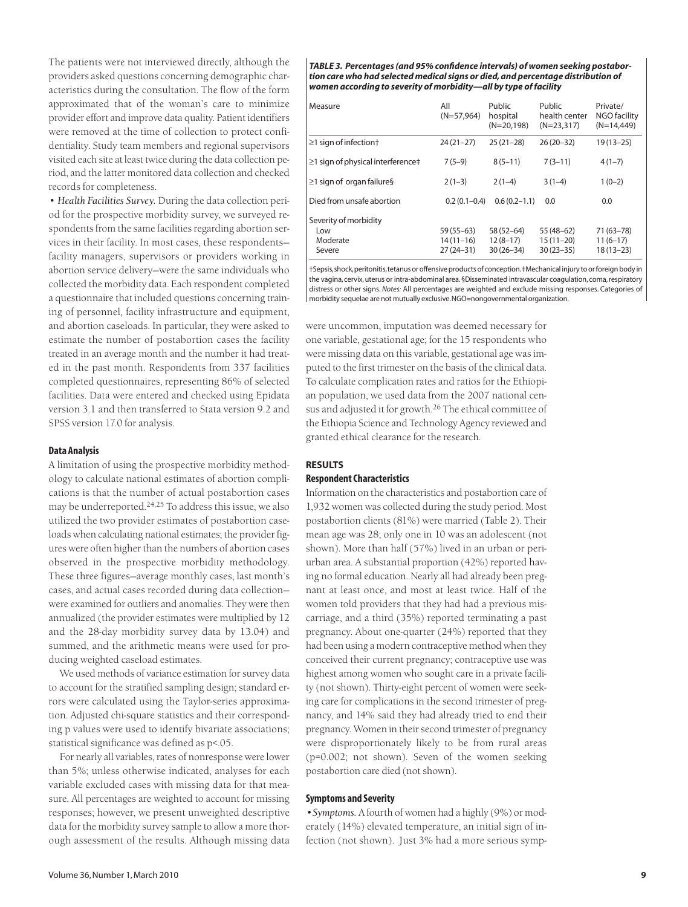The patients were not interviewed directly, although the providers asked questions concerning demographic characteristics during the consultation. The flow of the form approximated that of the woman's care to minimize provider effort and improve data quality. Patient identifiers were removed at the time of collection to protect confidentiality. Study team members and regional supervisors visited each site at least twice during the data collection period, and the latter monitored data collection and checked records for completeness.

• *Health Facilities Survey.* During the data collection period for the prospective morbidity survey, we surveyed respondents from the same facilities regarding abortion services in their facility. In most cases, these respondents—facility managers, supervisors or providers working in abortion service delivery—were the same individuals who collected the morbidity data. Each respondent completed a questionnaire that included questions concerning training of personnel, facility infrastructure and equipment, and abortion caseloads. In particular, they were asked to estimate the number of postabortion cases the facility treated in an average month and the number it had treated in the past month. Respondents from 337 facilities completed questionnaires, representing 86% of selected facilities. Data were entered and checked using Epidata version 3.1 and then transferred to Stata version 9.2 and SPSS version 17.0 for analysis.

### Data Analysis

A limitation of using the prospective morbidity methodology to calculate national estimates of abortion complications is that the number of actual postabortion cases may be underreported.[24,25] To address this issue, we also utilized the two provider estimates of postabortion caseloads when calculating national estimates; the provider figures were often higher than the numbers of abortion cases observed in the prospective morbidity methodology. These three figures—average monthly cases, last month's cases, and actual cases recorded during data collection—were examined for outliers and anomalies. They were then annualized (the provider estimates were multiplied by 12 and the 28-day morbidity survey data by 13.04) and summed, and the arithmetic means were used for producing weighted caseload estimates.

We used methods of variance estimation for survey data to account for the stratified sampling design; standard errors were calculated using the Taylor-series approximation. Adjusted chi-square statistics and their corresponding p values were used to identify bivariate associations; statistical significance was defined as $p<.05$.

For nearly all variables, rates of nonresponse were lower than 5%; unless otherwise indicated, analyses for each variable excluded cases with missing data for that measure. All percentages are weighted to account for missing responses; however, we present unweighted descriptive data for the morbidity survey sample to allow a more thorough assessment of the results. Although missing data were uncommon, imputation was deemed necessary for one variable, gestational age; for the 15 respondents who were missing data on this variable, gestational age was imputed to the first trimester on the basis of the clinical data. To calculate complication rates and ratios for the Ethiopian population, we used data from the 2007 national census and adjusted it for growth.[26] The ethical committee of the Ethiopia Science and Technology Agency reviewed and granted ethical clearance for the research.

**TABLE 3. Percentages (and 95% confidence intervals) of women seeking postabortion care who had selected medical signs or died, and percentage distribution of women according to severity of morbidity—all by type of facility**

| Measure | All (N=57,964) | Public hospital (N=20,198) | Public health center (N=23,317) | Private/NGO facility (N=14,449) |
|---|---|---|---|---|
| ≥1 sign of infection† | 24 (21–27) | 25 (21–28) | 26 (20–32) | 19 (13–25) |
| ≥1 sign of physical interference‡ | 7 (5–9) | 8 (5–11) | 7 (3–11) | 4 (1–7) |
| ≥1 sign of organ failure§ | 2 (1–3) | 2 (1–4) | 3 (1–4) | 1 (0–2) |
| Died from unsafe abortion | 0.2 (0.1–0.4) | 0.6 (0.2–1.1) | 0.0 | 0.0 |
| Severity of morbidity | | | | |
| Low | 59 (55–63) | 58 (52–64) | 55 (48–62) | 71 (63–78) |
| Moderate | 14 (11–16) | 12 (8–17) | 15 (11–20) | 11 (6–17) |
| Severe | 27 (24–31) | 30 (26–34) | 30 (23–35) | 18 (13–23) |

†Sepsis, shock, peritonitis, tetanus or offensive products of conception. ‡Mechanical injury to or foreign body in the vagina, cervix, uterus or intra-abdominal area. §Disseminated intravascular coagulation, coma, respiratory distress or other signs. *Notes:* All percentages are weighted and exclude missing responses. Categories of morbidity sequelae are not mutually exclusive. NGO=nongovernmental organization.

## RESULTS

### Respondent Characteristics

Information on the characteristics and postabortion care of 1,932 women was collected during the study period. Most postabortion clients (81%) were married (Table 2). Their mean age was 28; only one in 10 was an adolescent (not shown). More than half (57%) lived in an urban or peri-urban area. A substantial proportion (42%) reported having no formal education. Nearly all had already been pregnant at least once, and most at least twice. Half of the women told providers that they had had a previous miscarriage, and a third (35%) reported terminating a past pregnancy. About one-quarter (24%) reported that they had been using a modern contraceptive method when they conceived their current pregnancy; contraceptive use was highest among women who sought care in a private facility (not shown). Thirty-eight percent of women were seeking care for complications in the second trimester of pregnancy, and 14% said they had already tried to end their pregnancy. Women in their second trimester of pregnancy were disproportionately likely to be from rural areas ($p=0.002$; not shown). Seven of the women seeking postabortion care died (not shown).

### Symptoms and Severity

• *Symptoms.* A fourth of women had a highly (9%) or moderately (14%) elevated temperature, an initial sign of infection (not shown). Just 3% had a more serious symp-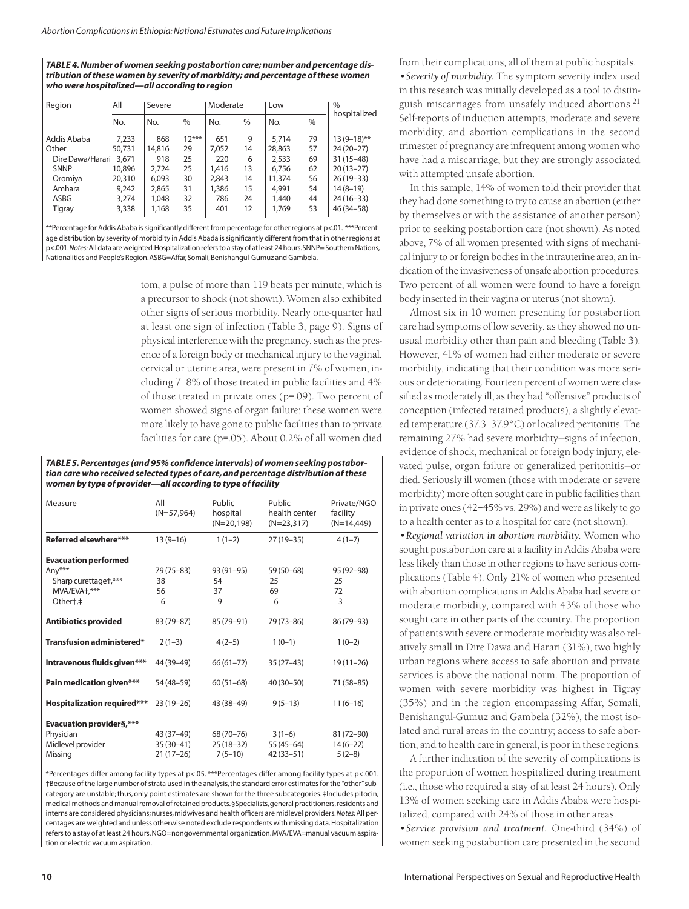**TABLE 4. Number of women seeking postabortion care; number and percentage distribution of these women by severity of morbidity; and percentage of these women who were hospitalized—all according to region**

| Region | All | Severe | | Moderate | | Low | | % hospitalized |
|---|---|---|---|---|---|---|---|---|
| | No. | No. | % | No. | % | No. | % | |
| Addis Ababa | 7,233 | 868 | 12*** | 651 | 9 | 5,714 | 79 | 13 (9–18)** |
| Other | 50,731 | 14,816 | 29 | 7,052 | 14 | 28,863 | 57 | 24 (20–27) |
| Dire Dawa/Harari | 3,671 | 918 | 25 | 220 | 6 | 2,533 | 69 | 31 (15–48) |
| SNPP | 10,896 | 2,724 | 25 | 1,416 | 13 | 6,756 | 62 | 20 (13–27) |
| Oromiya | 20,310 | 6,093 | 30 | 2,843 | 14 | 11,374 | 56 | 26 (19–33) |
| Amhara | 9,242 | 2,865 | 31 | 1,386 | 15 | 4,991 | 54 | 14 (8–19) |
| ASBG | 3,274 | 1,048 | 32 | 786 | 24 | 1,440 | 44 | 24 (16–33) |
| Tigray | 3,338 | 1,168 | 35 | 401 | 12 | 1,769 | 53 | 46 (34–58) |

**Percentage for Addis Ababa is significantly different from percentage for other regions at p<.01. ***Percentage distribution by severity of morbidity in Addis Abada is significantly different from that in other regions at p<.001. *Notes:* All data are weighted. Hospitalization refers to a stay of at least 24 hours. SNNP=Southern Nations, Nationalities and People's Region. ASBG=Affar, Somali, Benishangul-Gumuz and Gambela.

tom, a pulse of more than 119 beats per minute, which is a precursor to shock (not shown). Women also exhibited other signs of serious morbidity. Nearly one-quarter had at least one sign of infection (Table 3, page 9). Signs of physical interference with the pregnancy, such as the presence of a foreign body or mechanical injury to the vaginal, cervical or uterine area, were present in 7% of women, including 7–8% of those treated in public facilities and 4% of those treated in private ones (p=.09). Two percent of women showed signs of organ failure; these women were more likely to have gone to public facilities than to private facilities for care (p=.05). About 0.2% of all women died from their complications, all of them at public hospitals.

**TABLE 5. Percentages (and 95% confidence intervals) of women seeking postabortion care who received selected types of care, and percentage distribution of these women by type of provider—all according to type of facility**

| Measure | All (N=57,964) | Public hospital (N=20,198) | Public health center (N=23,317) | Private/NGO facility (N=14,449) |
|---|---|---|---|---|
| **Referred elsewhere*** ** | 13 (9–16) | 1 (1–2) | 27 (19–35) | 4 (1–7) |
| **Evacuation performed** | | | | |
| Any*** | 79 (75–83) | 93 (91–95) | 59 (50–68) | 95 (92–98) |
| Sharp curettage†,*** | 38 | 54 | 25 | 25 |
| MVA/EVA†,*** | 56 | 37 | 69 | 72 |
| Other†,‡ | 6 | 9 | 6 | 3 |
| **Antibiotics provided** | 83 (79–87) | 85 (79–91) | 79 (73–86) | 86 (79–93) |
| **Transfusion administered*** | 2 (1–3) | 4 (2–5) | 1 (0–1) | 1 (0–2) |
| **Intravenous fluids given*** ** | 44 (39–49) | 66 (61–72) | 35 (27–43) | 19 (11–26) |
| **Pain medication given*** ** | 54 (48–59) | 60 (51–68) | 40 (30–50) | 71 (58–85) |
| **Hospitalization required*** ** | 23 (19–26) | 43 (38–49) | 9 (5–13) | 11 (6–16) |
| **Evacuation provider§,*** ** | | | | |
| Physician | 43 (37–49) | 68 (70–76) | 3 (1–6) | 81 (72–90) |
| Midlevel provider | 35 (30–41) | 25 (18–32) | 55 (45–64) | 14 (6–22) |
| Missing | 21 (17–26) | 7 (5–10) | 42 (33–51) | 5 (2–8) |

*Percentages differ among facility types at p<.05. ***Percentages differ among facility types at p<.001. †Because of the large number of strata used in the analysis, the standard error estimates for the "other" subcategory are unstable; thus, only point estimates are shown for the three subcategories. ‡Includes pitocin, medical methods and manual removal of retained products. §Specialists, general practitioners, residents and interns are considered physicians; nurses, midwives and health officers are midlevel providers. *Notes:* All percentages are weighted and unless otherwise noted exclude respondents with missing data. Hospitalization refers to a stay of at least 24 hours. NGO=nongovernmental organization. MVA/EVA=manual vacuum aspiration or electric vacuum aspiration.

• *Severity of morbidity.* The symptom severity index used in this research was initially developed as a tool to distinguish miscarriages from unsafely induced abortions.[21] Self-reports of induction attempts, moderate and severe morbidity, and abortion complications in the second trimester of pregnancy are infrequent among women who have had a miscarriage, but they are strongly associated with attempted unsafe abortion.

In this sample, 14% of women told their provider that they had done something to try to cause an abortion (either by themselves or with the assistance of another person) prior to seeking postabortion care (not shown). As noted above, 7% of all women presented with signs of mechanical injury to or foreign bodies in the intrauterine area, an indication of the invasiveness of unsafe abortion procedures. Two percent of all women were found to have a foreign body inserted in their vagina or uterus (not shown).

Almost six in 10 women presenting for postabortion care had symptoms of low severity, as they showed no unusual morbidity other than pain and bleeding (Table 3). However, 41% of women had either moderate or severe morbidity, indicating that their condition was more serious or deteriorating. Fourteen percent of women were classified as moderately ill, as they had "offensive" products of conception (infected retained products), a slightly elevated temperature (37.3–37.9°C) or localized peritonitis. The remaining 27% had severe morbidity—signs of infection, evidence of shock, mechanical or foreign body injury, elevated pulse, organ failure or generalized peritonitis—or died. Seriously ill women (those with moderate or severe morbidity) more often sought care in public facilities than in private ones (42–45% vs. 29%) and were as likely to go to a health center as to a hospital for care (not shown).

• *Regional variation in abortion morbidity.* Women who sought postabortion care at a facility in Addis Ababa were less likely than those in other regions to have serious complications (Table 4). Only 21% of women who presented with abortion complications in Addis Ababa had severe or moderate morbidity, compared with 43% of those who sought care in other parts of the country. The proportion of patients with severe or moderate morbidity was also relatively small in Dire Dawa and Harari (31%), two highly urban regions where access to safe abortion and private services is above the national norm. The proportion of women with severe morbidity was highest in Tigray (35%) and in the region encompassing Affar, Somali, Benishangul-Gumuz and Gambela (32%), the most isolated and rural areas in the country; access to safe abortion, and to health care in general, is poor in these regions.

A further indication of the severity of complications is the proportion of women hospitalized during treatment (i.e., those who required a stay of at least 24 hours). Only 13% of women seeking care in Addis Ababa were hospitalized, compared with 24% of those in other areas.

• *Service provision and treatment.* One-third (34%) of women seeking postabortion care presented in the second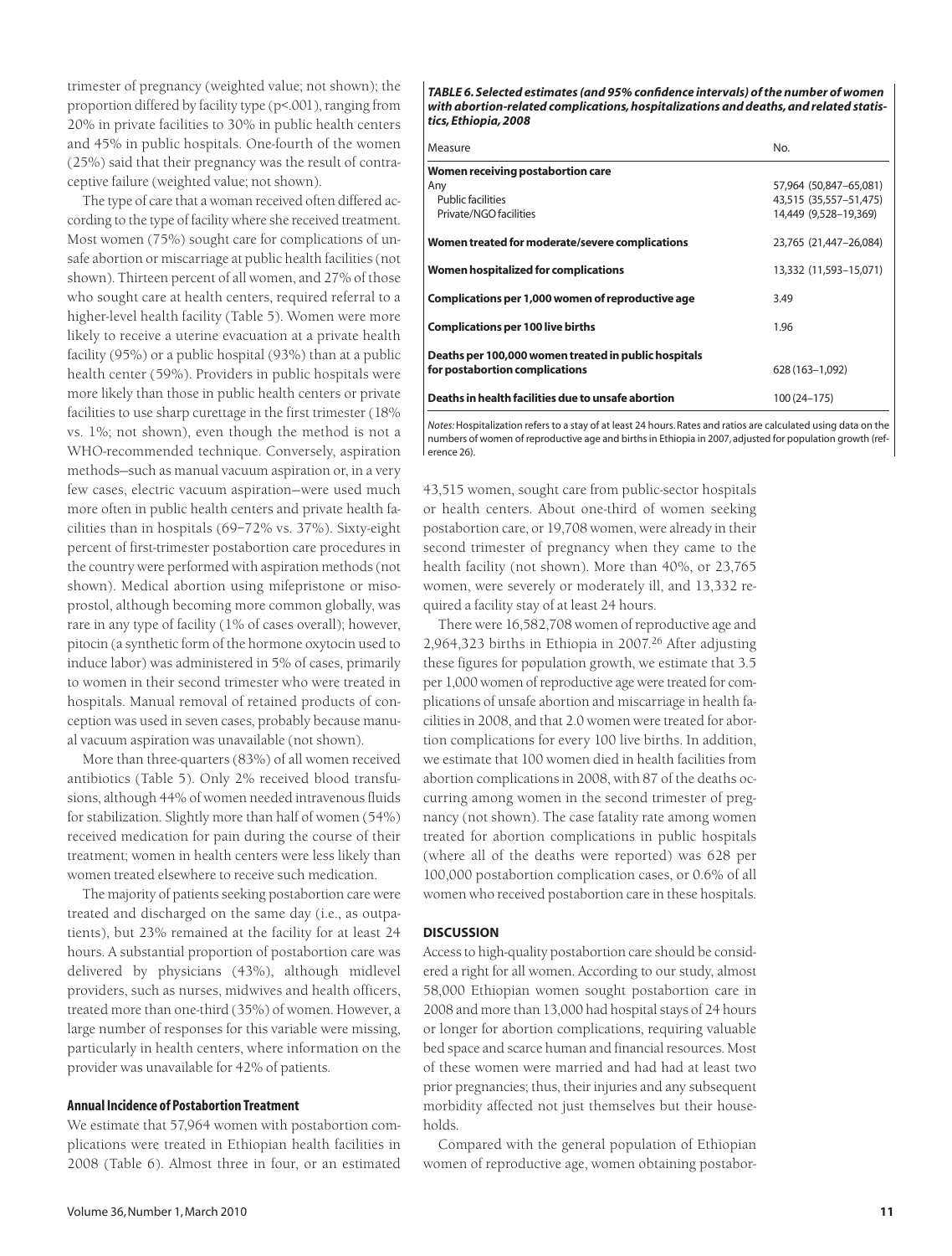trimester of pregnancy (weighted value; not shown); the proportion differed by facility type (p<.001), ranging from 20% in private facilities to 30% in public health centers and 45% in public hospitals. One-fourth of the women (25%) said that their pregnancy was the result of contraceptive failure (weighted value; not shown).

The type of care that a woman received often differed according to the type of facility where she received treatment. Most women (75%) sought care for complications of unsafe abortion or miscarriage at public health facilities (not shown). Thirteen percent of all women, and 27% of those who sought care at health centers, required referral to a higher-level health facility (Table 5). Women were more likely to receive a uterine evacuation at a private health facility (95%) or a public hospital (93%) than at a public health center (59%). Providers in public hospitals were more likely than those in public health centers or private facilities to use sharp curettage in the first trimester (18% vs. 1%; not shown), even though the method is not a WHO-recommended technique. Conversely, aspiration methods—such as manual vacuum aspiration or, in a very few cases, electric vacuum aspiration—were used much more often in public health centers and private health facilities than in hospitals (69–72% vs. 37%). Sixty-eight percent of first-trimester postabortion care procedures in the country were performed with aspiration methods (not shown). Medical abortion using mifepristone or misoprostol, although becoming more common globally, was rare in any type of facility (1% of cases overall); however, pitocin (a synthetic form of the hormone oxytocin used to induce labor) was administered in 5% of cases, primarily to women in their second trimester who were treated in hospitals. Manual removal of retained products of conception was used in seven cases, probably because manual vacuum aspiration was unavailable (not shown).

More than three-quarters (83%) of all women received antibiotics (Table 5). Only 2% received blood transfusions, although 44% of women needed intravenous fluids for stabilization. Slightly more than half of women (54%) received medication for pain during the course of their treatment; women in health centers were less likely than women treated elsewhere to receive such medication.

The majority of patients seeking postabortion care were treated and discharged on the same day (i.e., as outpatients), but 23% remained at the facility for at least 24 hours. A substantial proportion of postabortion care was delivered by physicians (43%), although midlevel providers, such as nurses, midwives and health officers, treated more than one-third (35%) of women. However, a large number of responses for this variable were missing, particularly in health centers, where information on the provider was unavailable for 42% of patients.

### Annual Incidence of Postabortion Treatment

We estimate that 57,964 women with postabortion complications were treated in Ethiopian health facilities in 2008 (Table 6). Almost three in four, or an estimated 43,515 women, sought care from public-sector hospitals or health centers. About one-third of women seeking postabortion care, or 19,708 women, were already in their second trimester of pregnancy when they came to the health facility (not shown). More than 40%, or 23,765 women, were severely or moderately ill, and 13,332 required a facility stay of at least 24 hours.

***TABLE 6. Selected estimates (and 95% confidence intervals) of the number of women with abortion-related complications, hospitalizations and deaths, and related statistics, Ethiopia, 2008***

| Measure | No. |
|---|---|
| **Women receiving postabortion care** | |
| Any | 57,964 (50,847–65,081) |
| Public facilities | 43,515 (35,557–51,475) |
| Private/NGO facilities | 14,449 (9,528–19,369) |
| **Women treated for moderate/severe complications** | 23,765 (21,447–26,084) |
| **Women hospitalized for complications** | 13,332 (11,593–15,071) |
| **Complications per 1,000 women of reproductive age** | 3.49 |
| **Complications per 100 live births** | 1.96 |
| **Deaths per 100,000 women treated in public hospitals for postabortion complications** | 628 (163–1,092) |
| **Deaths in health facilities due to unsafe abortion** | 100 (24–175) |

*Notes:* Hospitalization refers to a stay of at least 24 hours. Rates and ratios are calculated using data on the numbers of women of reproductive age and births in Ethiopia in 2007, adjusted for population growth (reference 26).

There were 16,582,708 women of reproductive age and 2,964,323 births in Ethiopia in 2007.[26] After adjusting these figures for population growth, we estimate that 3.5 per 1,000 women of reproductive age were treated for complications of unsafe abortion and miscarriage in health facilities in 2008, and that 2.0 women were treated for abortion complications for every 100 live births. In addition, we estimate that 100 women died in health facilities from abortion complications in 2008, with 87 of the deaths occurring among women in the second trimester of pregnancy (not shown). The case fatality rate among women treated for abortion complications in public hospitals (where all of the deaths were reported) was 628 per 100,000 postabortion complication cases, or 0.6% of all women who received postabortion care in these hospitals.

## DISCUSSION

Access to high-quality postabortion care should be considered a right for all women. According to our study, almost 58,000 Ethiopian women sought postabortion care in 2008 and more than 13,000 had hospital stays of 24 hours or longer for abortion complications, requiring valuable bed space and scarce human and financial resources. Most of these women were married and had had at least two prior pregnancies; thus, their injuries and any subsequent morbidity affected not just themselves but their households.

Compared with the general population of Ethiopian women of reproductive age, women obtaining postabor-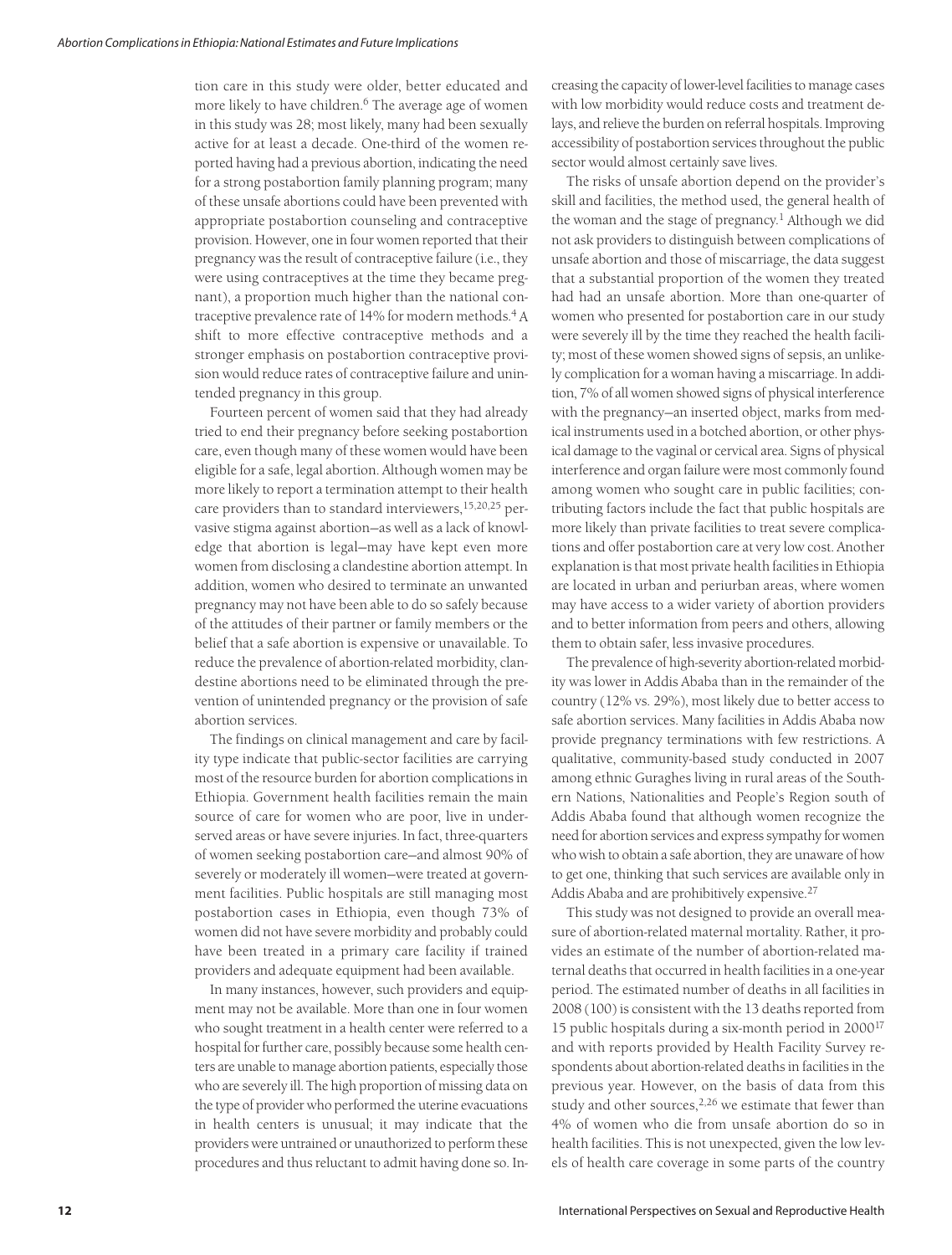tion care in this study were older, better educated and more likely to have children.[6] The average age of women in this study was 28; most likely, many had been sexually active for at least a decade. One-third of the women reported having had a previous abortion, indicating the need for a strong postabortion family planning program; many of these unsafe abortions could have been prevented with appropriate postabortion counseling and contraceptive provision. However, one in four women reported that their pregnancy was the result of contraceptive failure (i.e., they were using contraceptives at the time they became pregnant), a proportion much higher than the national contraceptive prevalence rate of 14% for modern methods.[4] A shift to more effective contraceptive methods and a stronger emphasis on postabortion contraceptive provision would reduce rates of contraceptive failure and unintended pregnancy in this group.

Fourteen percent of women said that they had already tried to end their pregnancy before seeking postabortion care, even though many of these women would have been eligible for a safe, legal abortion. Although women may be more likely to report a termination attempt to their health care providers than to standard interviewers,[15,20,25] pervasive stigma against abortion—as well as a lack of knowledge that abortion is legal—may have kept even more women from disclosing a clandestine abortion attempt. In addition, women who desired to terminate an unwanted pregnancy may not have been able to do so safely because of the attitudes of their partner or family members or the belief that a safe abortion is expensive or unavailable. To reduce the prevalence of abortion-related morbidity, clandestine abortions need to be eliminated through the prevention of unintended pregnancy or the provision of safe abortion services.

The findings on clinical management and care by facility type indicate that public-sector facilities are carrying most of the resource burden for abortion complications in Ethiopia. Government health facilities remain the main source of care for women who are poor, live in underserved areas or have severe injuries. In fact, three-quarters of women seeking postabortion care—and almost 90% of severely or moderately ill women—were treated at government facilities. Public hospitals are still managing most postabortion cases in Ethiopia, even though 73% of women did not have severe morbidity and probably could have been treated in a primary care facility if trained providers and adequate equipment had been available.

In many instances, however, such providers and equipment may not be available. More than one in four women who sought treatment in a health center were referred to a hospital for further care, possibly because some health centers are unable to manage abortion patients, especially those who are severely ill. The high proportion of missing data on the type of provider who performed the uterine evacuations in health centers is unusual; it may indicate that the providers were untrained or unauthorized to perform these procedures and thus reluctant to admit having done so. Increasing the capacity of lower-level facilities to manage cases with low morbidity would reduce costs and treatment delays, and relieve the burden on referral hospitals. Improving accessibility of postabortion services throughout the public sector would almost certainly save lives.

The risks of unsafe abortion depend on the provider's skill and facilities, the method used, the general health of the woman and the stage of pregnancy.[1] Although we did not ask providers to distinguish between complications of unsafe abortion and those of miscarriage, the data suggest that a substantial proportion of the women they treated had had an unsafe abortion. More than one-quarter of women who presented for postabortion care in our study were severely ill by the time they reached the health facility; most of these women showed signs of sepsis, an unlikely complication for a woman having a miscarriage. In addition, 7% of all women showed signs of physical interference with the pregnancy—an inserted object, marks from medical instruments used in a botched abortion, or other physical damage to the vaginal or cervical area. Signs of physical interference and organ failure were most commonly found among women who sought care in public facilities; contributing factors include the fact that public hospitals are more likely than private facilities to treat severe complications and offer postabortion care at very low cost. Another explanation is that most private health facilities in Ethiopia are located in urban and periurban areas, where women may have access to a wider variety of abortion providers and to better information from peers and others, allowing them to obtain safer, less invasive procedures.

The prevalence of high-severity abortion-related morbidity was lower in Addis Ababa than in the remainder of the country (12% vs. 29%), most likely due to better access to safe abortion services. Many facilities in Addis Ababa now provide pregnancy terminations with few restrictions. A qualitative, community-based study conducted in 2007 among ethnic Guraghes living in rural areas of the Southern Nations, Nationalities and People's Region south of Addis Ababa found that although women recognize the need for abortion services and express sympathy for women who wish to obtain a safe abortion, they are unaware of how to get one, thinking that such services are available only in Addis Ababa and are prohibitively expensive.[27]

This study was not designed to provide an overall measure of abortion-related maternal mortality. Rather, it provides an estimate of the number of abortion-related maternal deaths that occurred in health facilities in a one-year period. The estimated number of deaths in all facilities in 2008 (100) is consistent with the 13 deaths reported from 15 public hospitals during a six-month period in 2000[17] and with reports provided by Health Facility Survey respondents about abortion-related deaths in facilities in the previous year. However, on the basis of data from this study and other sources,[2,26] we estimate that fewer than 4% of women who die from unsafe abortion do so in health facilities. This is not unexpected, given the low levels of health care coverage in some parts of the country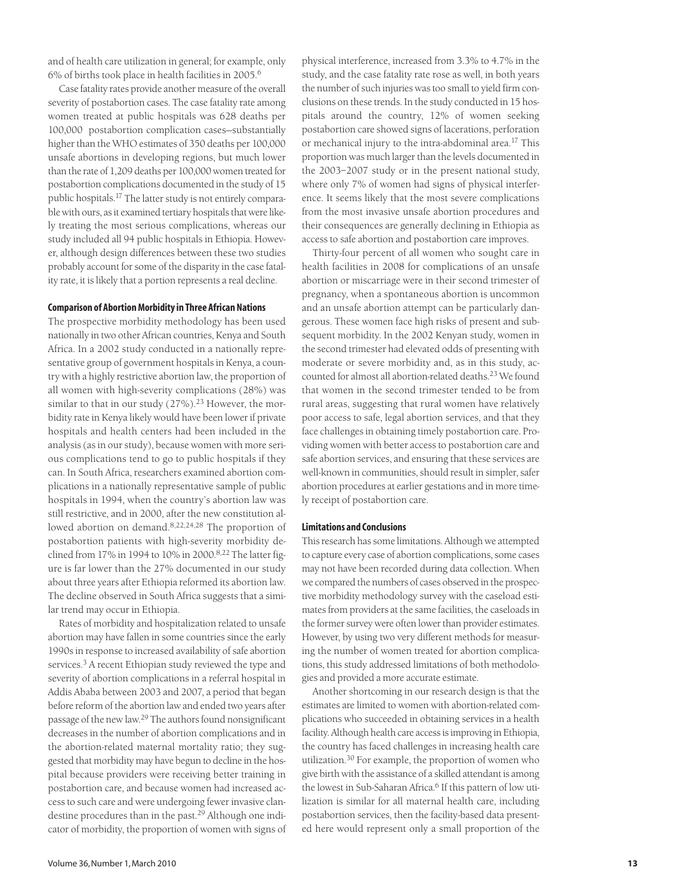and of health care utilization in general; for example, only 6% of births took place in health facilities in 2005.[6]

Case fatality rates provide another measure of the overall severity of postabortion cases. The case fatality rate among women treated at public hospitals was 628 deaths per 100,000 postabortion complication cases—substantially higher than the WHO estimates of 350 deaths per 100,000 unsafe abortions in developing regions, but much lower than the rate of 1,209 deaths per 100,000 women treated for postabortion complications documented in the study of 15 public hospitals.[17] The latter study is not entirely comparable with ours, as it examined tertiary hospitals that were likely treating the most serious complications, whereas our study included all 94 public hospitals in Ethiopia. However, although design differences between these two studies probably account for some of the disparity in the case fatality rate, it is likely that a portion represents a real decline.

### Comparison of Abortion Morbidity in Three African Nations

The prospective morbidity methodology has been used nationally in two other African countries, Kenya and South Africa. In a 2002 study conducted in a nationally representative group of government hospitals in Kenya, a country with a highly restrictive abortion law, the proportion of all women with high-severity complications (28%) was similar to that in our study (27%).[23] However, the morbidity rate in Kenya likely would have been lower if private hospitals and health centers had been included in the analysis (as in our study), because women with more serious complications tend to go to public hospitals if they can. In South Africa, researchers examined abortion complications in a nationally representative sample of public hospitals in 1994, when the country's abortion law was still restrictive, and in 2000, after the new constitution allowed abortion on demand.[8,22,24,28] The proportion of postabortion patients with high-severity morbidity declined from 17% in 1994 to 10% in 2000.[8,22] The latter figure is far lower than the 27% documented in our study about three years after Ethiopia reformed its abortion law. The decline observed in South Africa suggests that a similar trend may occur in Ethiopia.

Rates of morbidity and hospitalization related to unsafe abortion may have fallen in some countries since the early 1990s in response to increased availability of safe abortion services.[3] A recent Ethiopian study reviewed the type and severity of abortion complications in a referral hospital in Addis Ababa between 2003 and 2007, a period that began before reform of the abortion law and ended two years after passage of the new law.[29] The authors found nonsignificant decreases in the number of abortion complications and in the abortion-related maternal mortality ratio; they suggested that morbidity may have begun to decline in the hospital because providers were receiving better training in postabortion care, and because women had increased access to such care and were undergoing fewer invasive clandestine procedures than in the past.[29] Although one indicator of morbidity, the proportion of women with signs of physical interference, increased from 3.3% to 4.7% in the study, and the case fatality rate rose as well, in both years the number of such injuries was too small to yield firm conclusions on these trends. In the study conducted in 15 hospitals around the country, 12% of women seeking postabortion care showed signs of lacerations, perforation or mechanical injury to the intra-abdominal area.[17] This proportion was much larger than the levels documented in the 2003–2007 study or in the present national study, where only 7% of women had signs of physical interference. It seems likely that the most severe complications from the most invasive unsafe abortion procedures and their consequences are generally declining in Ethiopia as access to safe abortion and postabortion care improves.

Thirty-four percent of all women who sought care in health facilities in 2008 for complications of an unsafe abortion or miscarriage were in their second trimester of pregnancy, when a spontaneous abortion is uncommon and an unsafe abortion attempt can be particularly dangerous. These women face high risks of present and subsequent morbidity. In the 2002 Kenyan study, women in the second trimester had elevated odds of presenting with moderate or severe morbidity and, as in this study, accounted for almost all abortion-related deaths.[23] We found that women in the second trimester tended to be from rural areas, suggesting that rural women have relatively poor access to safe, legal abortion services, and that they face challenges in obtaining timely postabortion care. Providing women with better access to postabortion care and safe abortion services, and ensuring that these services are well-known in communities, should result in simpler, safer abortion procedures at earlier gestations and in more timely receipt of postabortion care.

### Limitations and Conclusions

This research has some limitations. Although we attempted to capture every case of abortion complications, some cases may not have been recorded during data collection. When we compared the numbers of cases observed in the prospective morbidity methodology survey with the caseload estimates from providers at the same facilities, the caseloads in the former survey were often lower than provider estimates. However, by using two very different methods for measuring the number of women treated for abortion complications, this study addressed limitations of both methodologies and provided a more accurate estimate.

Another shortcoming in our research design is that the estimates are limited to women with abortion-related complications who succeeded in obtaining services in a health facility. Although health care access is improving in Ethiopia, the country has faced challenges in increasing health care utilization.[30] For example, the proportion of women who give birth with the assistance of a skilled attendant is among the lowest in Sub-Saharan Africa.[6] If this pattern of low utilization is similar for all maternal health care, including postabortion services, then the facility-based data presented here would represent only a small proportion of the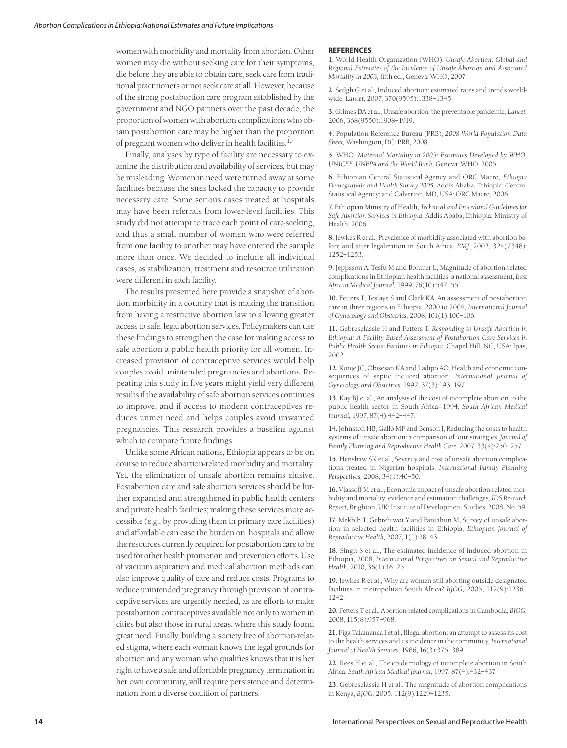women with morbidity and mortality from abortion. Other women may die without seeking care for their symptoms, die before they are able to obtain care, seek care from traditional practitioners or not seek care at all. However, because of the strong postabortion care program established by the government and NGO partners over the past decade, the proportion of women with abortion complications who obtain postabortion care may be higher than the proportion of pregnant women who deliver in health facilities.[10]

Finally, analyses by type of facility are necessary to examine the distribution and availability of services, but may be misleading. Women in need were turned away at some facilities because the sites lacked the capacity to provide necessary care. Some serious cases treated at hospitals may have been referrals from lower-level facilities. This study did not attempt to trace each point of care-seeking, and thus a small number of women who were referred from one facility to another may have entered the sample more than once. We decided to include all individual cases, as stabilization, treatment and resource utilization were different in each facility.

The results presented here provide a snapshot of abortion morbidity in a country that is making the transition from having a restrictive abortion law to allowing greater access to safe, legal abortion services. Policymakers can use these findings to strengthen the case for making access to safe abortion a public health priority for all women. Increased provision of contraceptive services would help couples avoid unintended pregnancies and abortions. Repeating this study in five years might yield very different results if the availability of safe abortion services continues to improve, and if access to modern contraceptives reduces unmet need and helps couples avoid unwanted pregnancies. This research provides a baseline against which to compare future findings.

Unlike some African nations, Ethiopia appears to be on course to reduce abortion-related morbidity and mortality. Yet, the elimination of unsafe abortion remains elusive. Postabortion care and safe abortion services should be further expanded and strengthened in public health centers and private health facilities; making these services more accessible (e.g., by providing them in primary care facilities) and affordable can ease the burden on hospitals and allow the resources currently required for postabortion care to be used for other health promotion and prevention efforts. Use of vacuum aspiration and medical abortion methods can also improve quality of care and reduce costs. Programs to reduce unintended pregnancy through provision of contraceptive services are urgently needed, as are efforts to make postabortion contraceptives available not only to women in cities but also those in rural areas, where this study found great need. Finally, building a society free of abortion-related stigma, where each woman knows the legal grounds for abortion and any woman who qualifies knows that it is her right to have a safe and affordable pregnancy termination in her own community, will require persistence and determination from a diverse coalition of partners.

## REFERENCES

**1.** World Health Organization (WHO), *Unsafe Abortion: Global and Regional Estimates of the Incidence of Unsafe Abortion and Associated Mortality in 2003,* fifth ed., Geneva: WHO, 2007.

**2.** Sedgh G et al., Induced abortion: estimated rates and trends worldwide, *Lancet,* 2007, 370(9595):1338–1345.

**3.** Grimes DA et al., Unsafe abortion: the preventable pandemic, *Lancet,* 2006, 368(9550):1908–1919.

**4.** Population Reference Bureau (PRB), *2008 World Population Data Sheet,* Washington, DC: PRB, 2008.

**5.** WHO, *Maternal Mortality in 2005: Estimates Developed by WHO, UNICEF, UNFPA and the World Bank,* Geneva: WHO, 2005.

**6.** Ethiopian Central Statistical Agency and ORC Macro, *Ethiopia Demographic and Health Survey 2005,* Addis Ababa, Ethiopia: Central Statistical Agency; and Calverton, MD, USA: ORC Macro, 2006.

**7.** Ethiopian Ministry of Health, *Technical and Procedural Guidelines for Safe Abortion Services in Ethiopia,* Addis Ababa, Ethiopia: Ministry of Health, 2006.

**8.** Jewkes R et al., Prevalence of morbidity associated with abortion before and after legalization in South Africa, *BMJ,* 2002, 324(7348): 1252–1253.

**9.** Jeppsson A, Tesfu M and Bohmer L, Magnitude of abortion-related complications in Ethiopian health facilities: a national assessment, *East African Medical Journal,* 1999, 76(10):547–551.

**10.** Fetters T, Tesfaye S and Clark KA, An assessment of postabortion care in three regions in Ethiopia, 2000 to 2004, *International Journal of Gynecology and Obstetrics,* 2008, 101(1):100–106.

**11.** Gebreselassie H and Fetters T, *Responding to Unsafe Abortion in Ethiopia: A Facility-Based Assessment of Postabortion Care Services in Public Health Sector Facilities in Ethiopia,* Chapel Hill, NC, USA: Ipas, 2002.

**12.** Konje JC, Obisesan KA and Ladipo AO, Health and economic consequences of septic induced abortion, *International Journal of Gynecology and Obstetrics,* 1992, 37(3):193–197.

**13.** Kay BJ et al., An analysis of the cost of incomplete abortion to the public health sector in South Africa—1994, *South African Medical Journal,* 1997, 87(4):442–447.

**14.** Johnston HB, Gallo MF and Benson J, Reducing the costs to health systems of unsafe abortion: a comparison of four strategies, *Journal of Family Planning and Reproductive Health Care,* 2007, 33(4):250–257.

**15.** Henshaw SK et al., Severity and cost of unsafe abortion complications treated in Nigerian hospitals, *International Family Planning Perspectives,* 2008, 34(1):40–50.

**16.** Vlassoff M et al., Economic impact of unsafe abortion-related morbidity and mortality: evidence and estimation challenges, *IDS Research Report,* Brighton, UK: Institute of Development Studies, 2008, No. 59.

**17.** Mekbib T, Gebrehiwot Y and Fantahun M, Survey of unsafe abortion in selected health facilities in Ethiopia, *Ethiopian Journal of Reproductive Health,* 2007, 1(1):28–43.

**18.** Singh S et al., The estimated incidence of induced abortion in Ethiopia, 2008, *International Perspectives on Sexual and Reproductive Health,* 2010, 36(1):16–25.

**19.** Jewkes R et al., Why are women still aborting outside designated facilities in metropolitan South Africa? *BJOG,* 2005, 112(9):1236–1242.

**20.** Fetters T et al., Abortion-related complications in Cambodia, *BJOG,* 2008, 115(8):957–968.

**21.** Figa-Talamanca I et al., Illegal abortion: an attempt to assess its cost to the health services and its incidence in the community, *International Journal of Health Services,* 1986, 16(3):375–389.

**22.** Rees H et al., The epidemiology of incomplete abortion in South Africa, *South African Medical Journal,* 1997, 87(4):432–437.

**23.** Gebreselassie H et al., The magnitude of abortion complications in Kenya, *BJOG,* 2005, 112(9):1229–1235.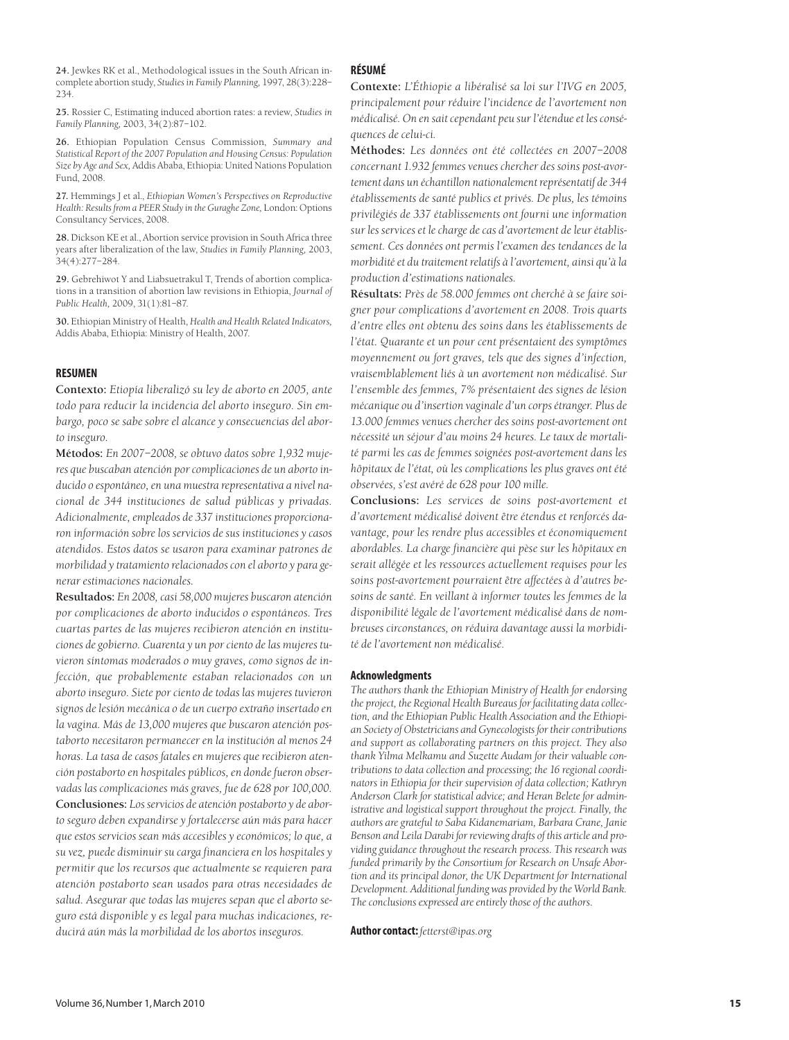24. Jewkes RK et al., Methodological issues in the South African incomplete abortion study, *Studies in Family Planning,* 1997, 28(3):228–234.

25. Rossier C, Estimating induced abortion rates: a review, *Studies in Family Planning,* 2003, 34(2):87–102.

26. Ethiopian Population Census Commission, *Summary and Statistical Report of the 2007 Population and Housing Census: Population Size by Age and Sex,* Addis Ababa, Ethiopia: United Nations Population Fund, 2008.

27. Hemmings J et al., *Ethiopian Women's Perspectives on Reproductive Health: Results from a PEER Study in the Guraghe Zone,* London: Options Consultancy Services, 2008.

28. Dickson KE et al., Abortion service provision in South Africa three years after liberalization of the law, *Studies in Family Planning,* 2003, 34(4):277–284.

29. Gebrehiwot Y and Liabsuetrakul T, Trends of abortion complications in a transition of abortion law revisions in Ethiopia, *Journal of Public Health,* 2009, 31(1):81–87.

30. Ethiopian Ministry of Health, *Health and Health Related Indicators,* Addis Ababa, Ethiopia: Ministry of Health, 2007.

## RESUMEN

**Contexto:** *Etiopía liberalizó su ley de aborto en 2005, ante todo para reducir la incidencia del aborto inseguro. Sin embargo, poco se sabe sobre el alcance y consecuencias del aborto inseguro.*

**Métodos:** *En 2007–2008, se obtuvo datos sobre 1,932 mujeres que buscaban atención por complicaciones de un aborto inducido o espontáneo, en una muestra representativa a nivel nacional de 344 instituciones de salud públicas y privadas. Adicionalmente, empleados de 337 instituciones proporcionaron información sobre los servicios de sus instituciones y casos atendidos. Estos datos se usaron para examinar patrones de morbilidad y tratamiento relacionados con el aborto y para generar estimaciones nacionales.*

**Resultados:** *En 2008, casi 58,000 mujeres buscaron atención por complicaciones de aborto inducidos o espontáneos. Tres cuartas partes de las mujeres recibieron atención en instituciones de gobierno. Cuarenta y un por ciento de las mujeres tuvieron síntomas moderados o muy graves, como signos de infección, que probablemente estaban relacionados con un aborto inseguro. Siete por ciento de todas las mujeres tuvieron signos de lesión mecánica o de un cuerpo extraño insertado en la vagina. Más de 13,000 mujeres que buscaron atención postaborto necesitaron permanecer en la institución al menos 24 horas. La tasa de casos fatales en mujeres que recibieron atención postaborto en hospitales públicos, en donde fueron observadas las complicaciones más graves, fue de 628 por 100,000.*

**Conclusiones:** *Los servicios de atención postaborto y de aborto seguro deben expandirse y fortalecerse aún más para hacer que estos servicios sean más accesibles y económicos; lo que, a su vez, puede disminuir su carga financiera en los hospitales y permitir que los recursos que actualmente se requieren para atención postaborto sean usados para otras necesidades de salud. Asegurar que todas las mujeres sepan que el aborto seguro está disponible y es legal para muchas indicaciones, reducirá aún más la morbilidad de los abortos inseguros.*

## RÉSUMÉ

**Contexte:** *L'Éthiopie a libéralisé sa loi sur l'IVG en 2005, principalement pour réduire l'incidence de l'avortement non médicalisé. On en sait cependant peu sur l'étendue et les conséquences de celui-ci.*

**Méthodes:** *Les données ont été collectées en 2007–2008 concernant 1.932 femmes venues chercher des soins post-avortement dans un échantillon nationalement représentatif de 344 établissements de santé publics et privés. De plus, les témoins privilégiés de 337 établissements ont fourni une information sur les services et le charge de cas d'avortement de leur établissement. Ces données ont permis l'examen des tendances de la morbidité et du traitement relatifs à l'avortement, ainsi qu'à la production d'estimations nationales.*

**Résultats:** *Près de 58.000 femmes ont cherché à se faire soigner pour complications d'avortement en 2008. Trois quarts d'entre elles ont obtenu des soins dans les établissements de l'état. Quarante et un pour cent présentaient des symptômes moyennement ou fort graves, tels que des signes d'infection, vraisemblablement liés à un avortement non médicalisé. Sur l'ensemble des femmes, 7% présentaient des signes de lésion mécanique ou d'insertion vaginale d'un corps étranger. Plus de 13.000 femmes venues chercher des soins post-avortement ont nécessité un séjour d'au moins 24 heures. Le taux de mortalité parmi les cas de femmes soignées post-avortement dans les hôpitaux de l'état, où les complications les plus graves ont été observées, s'est avéré de 628 pour 100 mille.*

**Conclusions:** *Les services de soins post-avortement et d'avortement médicalisé doivent être étendus et renforcés davantage, pour les rendre plus accessibles et économiquement abordables. La charge financière qui pèse sur les hôpitaux en serait allégée et les ressources actuellement requises pour les soins post-avortement pourraient être affectées à d'autres besoins de santé. En veillant à informer toutes les femmes de la disponibilité légale de l'avortement médicalisé dans de nombreuses circonstances, on réduira davantage aussi la morbidité de l'avortement non médicalisé.*

### Acknowledgments

*The authors thank the Ethiopian Ministry of Health for endorsing the project, the Regional Health Bureaus for facilitating data collection, and the Ethiopian Public Health Association and the Ethiopian Society of Obstetricians and Gynecologists for their contributions and support as collaborating partners on this project. They also thank Yilma Melkamu and Suzette Audam for their valuable contributions to data collection and processing; the 16 regional coordinators in Ethiopia for their supervision of data collection; Kathryn Anderson Clark for statistical advice; and Heran Belete for administrative and logistical support throughout the project. Finally, the authors are grateful to Saba Kidanemariam, Barbara Crane, Janie Benson and Leila Darabi for reviewing drafts of this article and providing guidance throughout the research process. This research was funded primarily by the Consortium for Research on Unsafe Abortion and its principal donor, the UK Department for International Development. Additional funding was provided by the World Bank. The conclusions expressed are entirely those of the authors.*

**Author contact:** *fetterst@ipas.org*